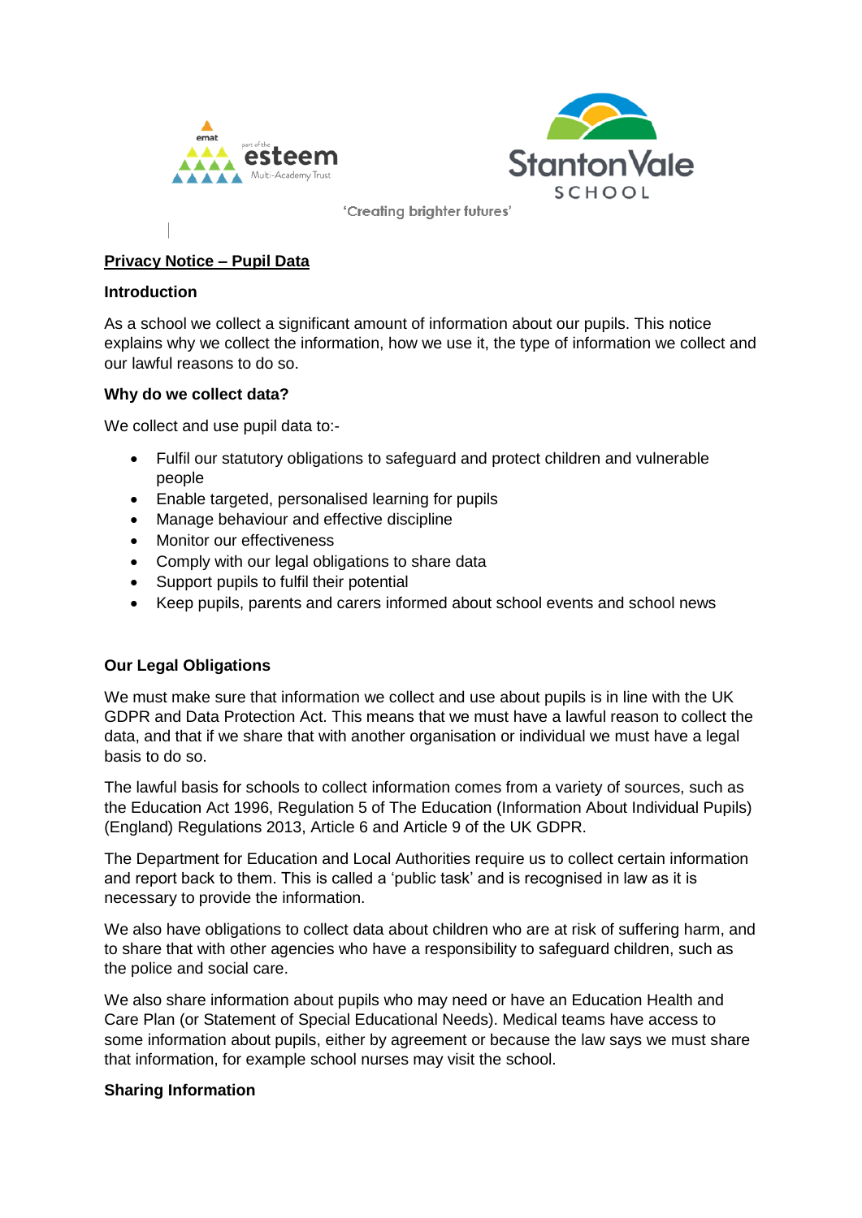'Creating brighter futures'

# Privacy Notice – Pupil Data

## Introduction

As a school we collect a significant amount of information about our pupils. This notice explains why we collect the information, how we use it, the type of information we collect and our lawful reasons to do so.

## Why do we collect data?

We collect and use pupil data to:-

- Fulfil our statutory obligations to safeguard and protect children and vulnerable people
- Enable targeted, personalised learning for pupils
- Manage behaviour and effective discipline
- Monitor our effectiveness
- Comply with our legal obligations to share data
- Support pupils to fulfil their potential
- Keep pupils, parents and carers informed about school events and school news

## Our Legal Obligations

We must make sure that information we collect and use about pupils is in line with the UK GDPR and Data Protection Act. This means that we must have a lawful reason to collect the data, and that if we share that with another organisation or individual we must have a legal basis to do so.

The lawful basis for schools to collect information comes from a variety of sources, such as the Education Act 1996, Regulation 5 of The Education (Information About Individual Pupils) (England) Regulations 2013, Article 6 and Article 9 of the UK GDPR.

The Department for Education and Local Authorities require us to collect certain information and report back to them. This is called a 'public task' and is recognised in law as it is necessary to provide the information.

We also have obligations to collect data about children who are at risk of suffering harm, and to share that with other agencies who have a responsibility to safeguard children, such as the police and social care.

We also share information about pupils who may need or have an Education Health and Care Plan (or Statement of Special Educational Needs). Medical teams have access to some information about pupils, either by agreement or because the law says we must share that information, for example school nurses may visit the school.

## Sharing Information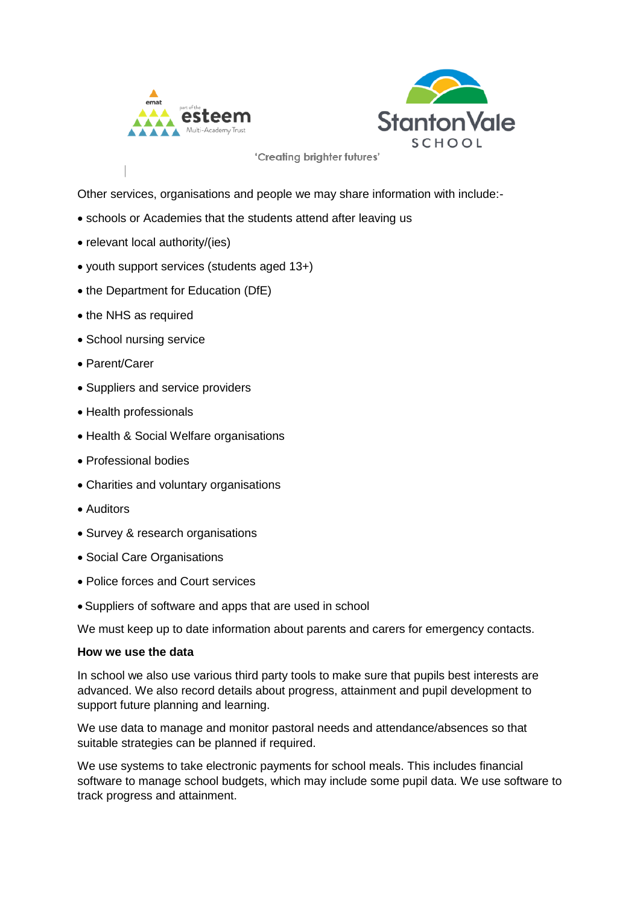Other services, organisations and people we may share information with include:-

- schools or Academies that the students attend after leaving us
- relevant local authority/(ies)
- youth support services (students aged 13+)
- the Department for Education (DfE)
- the NHS as required
- School nursing service
- Parent/Carer
- Suppliers and service providers
- Health professionals
- Health & Social Welfare organisations
- Professional bodies
- Charities and voluntary organisations
- Auditors
- Survey & research organisations
- Social Care Organisations
- Police forces and Court services
- Suppliers of software and apps that are used in school

We must keep up to date information about parents and carers for emergency contacts.

**How we use the data**

In school we also use various third party tools to make sure that pupils best interests are advanced. We also record details about progress, attainment and pupil development to support future planning and learning.

We use data to manage and monitor pastoral needs and attendance/absences so that suitable strategies can be planned if required.

We use systems to take electronic payments for school meals. This includes financial software to manage school budgets, which may include some pupil data. We use software to track progress and attainment.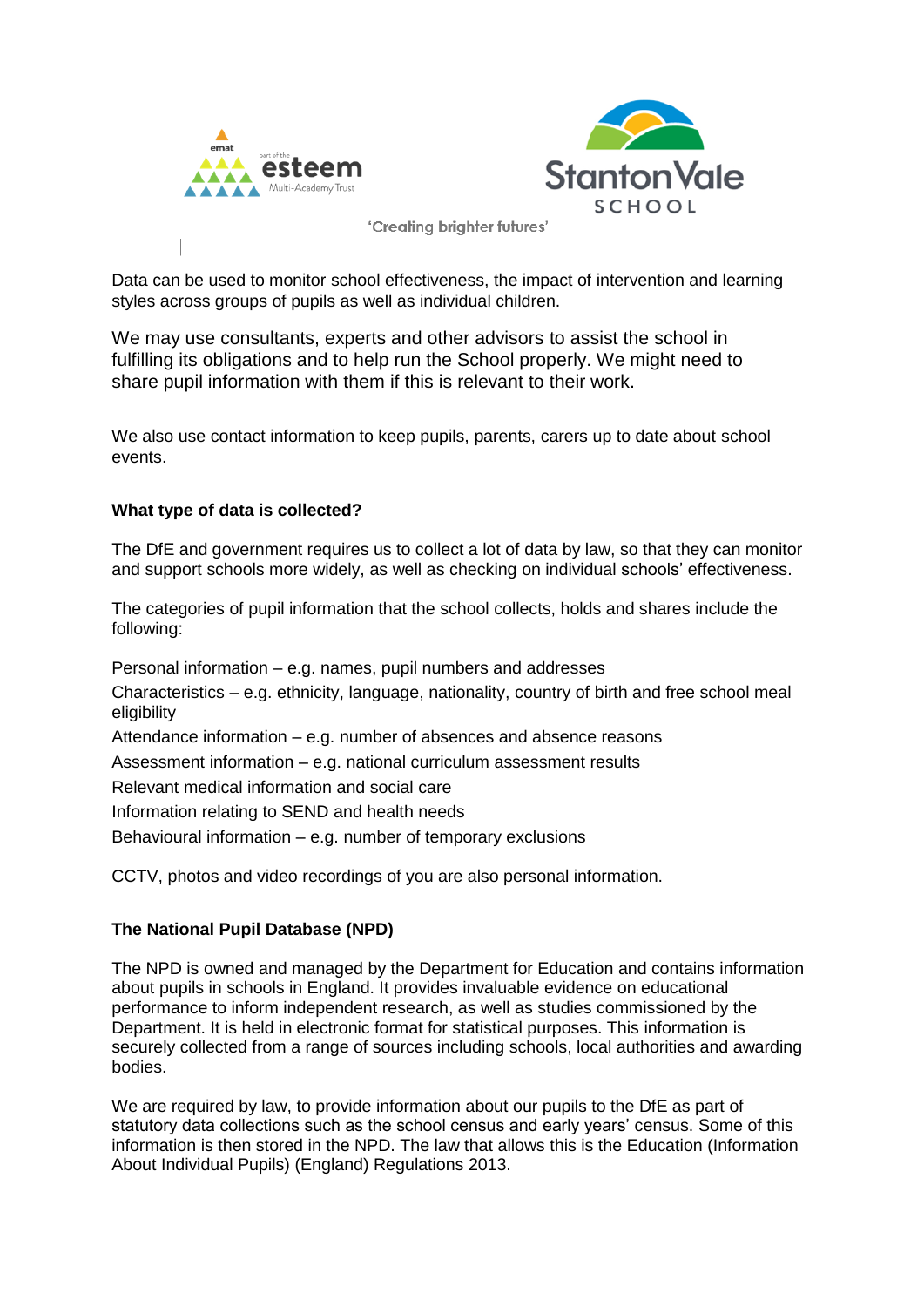Data can be used to monitor school effectiveness, the impact of intervention and learning styles across groups of pupils as well as individual children.

We may use consultants, experts and other advisors to assist the school in fulfilling its obligations and to help run the School properly. We might need to share pupil information with them if this is relevant to their work.

We also use contact information to keep pupils, parents, carers up to date about school events.

**What type of data is collected?**

The DfE and government requires us to collect a lot of data by law, so that they can monitor and support schools more widely, as well as checking on individual schools' effectiveness.

The categories of pupil information that the school collects, holds and shares include the following:

Personal information – e.g. names, pupil numbers and addresses

Characteristics – e.g. ethnicity, language, nationality, country of birth and free school meal eligibility

Attendance information – e.g. number of absences and absence reasons

Assessment information – e.g. national curriculum assessment results

Relevant medical information and social care

Information relating to SEND and health needs

Behavioural information – e.g. number of temporary exclusions

CCTV, photos and video recordings of you are also personal information.

**The National Pupil Database (NPD)**

The NPD is owned and managed by the Department for Education and contains information about pupils in schools in England. It provides invaluable evidence on educational performance to inform independent research, as well as studies commissioned by the Department. It is held in electronic format for statistical purposes. This information is securely collected from a range of sources including schools, local authorities and awarding bodies.

We are required by law, to provide information about our pupils to the DfE as part of statutory data collections such as the school census and early years' census. Some of this information is then stored in the NPD. The law that allows this is the Education (Information About Individual Pupils) (England) Regulations 2013.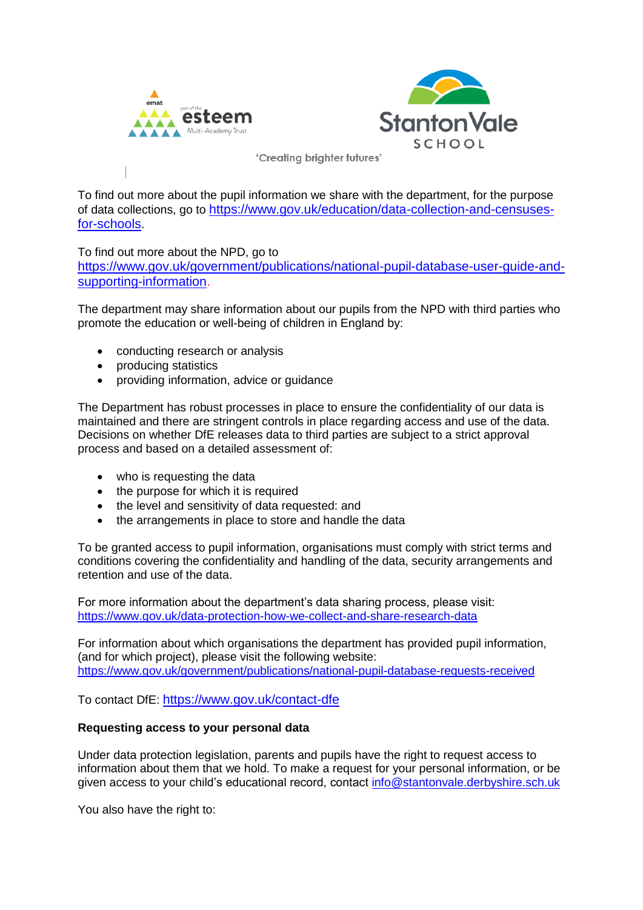To find out more about the pupil information we share with the department, for the purpose of data collections, go to [https://www.gov.uk/education/data-collection-and-censuses-for-schools](https://www.gov.uk/education/data-collection-and-censuses-for-schools).

To find out more about the NPD, go to [https://www.gov.uk/government/publications/national-pupil-database-user-guide-and-supporting-information](https://www.gov.uk/government/publications/national-pupil-database-user-guide-and-supporting-information).

The department may share information about our pupils from the NPD with third parties who promote the education or well-being of children in England by:

- conducting research or analysis
- producing statistics
- providing information, advice or guidance

The Department has robust processes in place to ensure the confidentiality of our data is maintained and there are stringent controls in place regarding access and use of the data. Decisions on whether DfE releases data to third parties are subject to a strict approval process and based on a detailed assessment of:

- who is requesting the data
- the purpose for which it is required
- the level and sensitivity of data requested: and
- the arrangements in place to store and handle the data

To be granted access to pupil information, organisations must comply with strict terms and conditions covering the confidentiality and handling of the data, security arrangements and retention and use of the data.

For more information about the department's data sharing process, please visit:
[https://www.gov.uk/data-protection-how-we-collect-and-share-research-data](https://www.gov.uk/data-protection-how-we-collect-and-share-research-data)

For information about which organisations the department has provided pupil information, (and for which project), please visit the following website:
[https://www.gov.uk/government/publications/national-pupil-database-requests-received](https://www.gov.uk/government/publications/national-pupil-database-requests-received)

To contact DfE: [https://www.gov.uk/contact-dfe](https://www.gov.uk/contact-dfe)

**Requesting access to your personal data**

Under data protection legislation, parents and pupils have the right to request access to information about them that we hold. To make a request for your personal information, or be given access to your child's educational record, contact [info@stantonvale.derbyshire.sch.uk](mailto:info@stantonvale.derbyshire.sch.uk)

You also have the right to: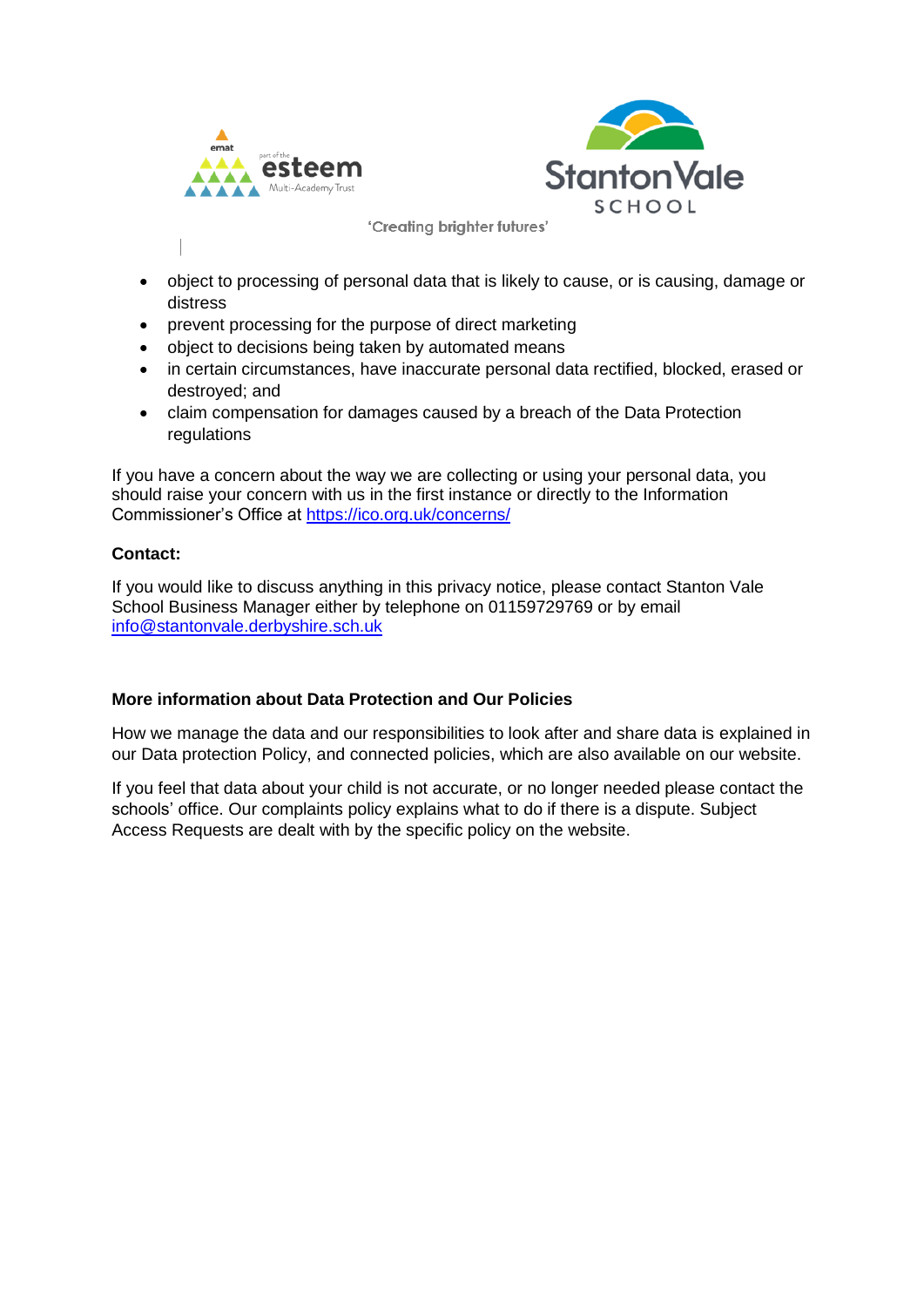- object to processing of personal data that is likely to cause, or is causing, damage or distress
- prevent processing for the purpose of direct marketing
- object to decisions being taken by automated means
- in certain circumstances, have inaccurate personal data rectified, blocked, erased or destroyed; and
- claim compensation for damages caused by a breach of the Data Protection regulations

If you have a concern about the way we are collecting or using your personal data, you should raise your concern with us in the first instance or directly to the Information Commissioner's Office at https://ico.org.uk/concerns/

**Contact:**

If you would like to discuss anything in this privacy notice, please contact Stanton Vale School Business Manager either by telephone on 01159729769 or by email info@stantonvale.derbyshire.sch.uk

**More information about Data Protection and Our Policies**

How we manage the data and our responsibilities to look after and share data is explained in our Data protection Policy, and connected policies, which are also available on our website.

If you feel that data about your child is not accurate, or no longer needed please contact the schools' office. Our complaints policy explains what to do if there is a dispute. Subject Access Requests are dealt with by the specific policy on the website.